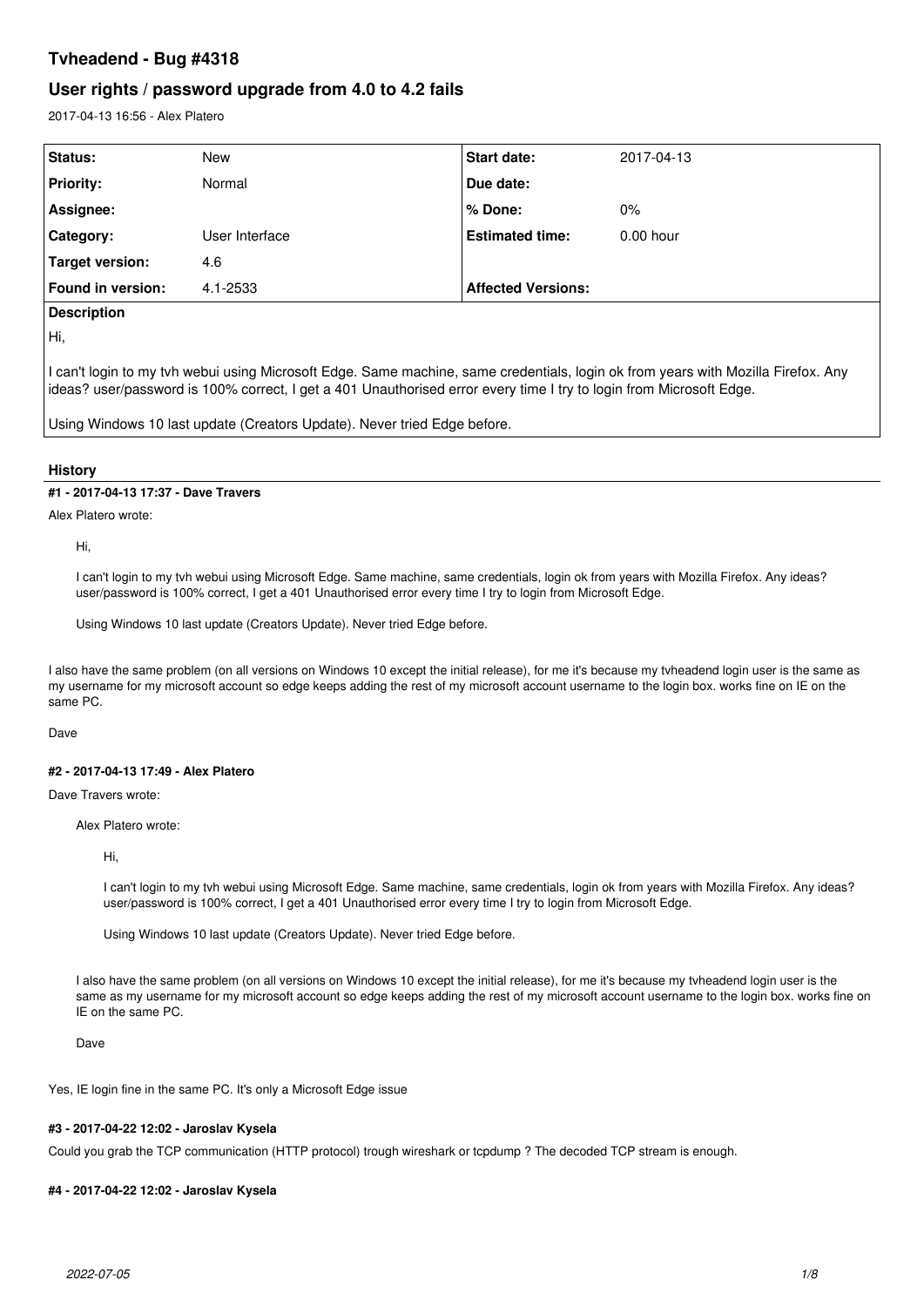# Tvheadend - Bug #4318

## User rights / password upgrade from 4.0 to 4.2 fails

2017-04-13 16:56 - Alex Platero

| Status: | New | Start date: | 2017-04-13 |
|---|---|---|---|
| Priority: | Normal | Due date: | |
| Assignee: | | % Done: | 0% |
| Category: | User Interface | Estimated time: | 0.00 hour |
| Target version: | 4.6 | | |
| Found in version: | 4.1-2533 | Affected Versions: | |

**Description**

Hi,

I can't login to my tvh webui using Microsoft Edge. Same machine, same credentials, login ok from years with Mozilla Firefox. Any ideas? user/password is 100% correct, I get a 401 Unauthorised error every time I try to login from Microsoft Edge.

Using Windows 10 last update (Creators Update). Never tried Edge before.

### History

#### #1 - 2017-04-13 17:37 - Dave Travers

Alex Platero wrote:

> Hi,
>
> I can't login to my tvh webui using Microsoft Edge. Same machine, same credentials, login ok from years with Mozilla Firefox. Any ideas? user/password is 100% correct, I get a 401 Unauthorised error every time I try to login from Microsoft Edge.
>
> Using Windows 10 last update (Creators Update). Never tried Edge before.

I also have the same problem (on all versions on Windows 10 except the initial release), for me it's because my tvheadend login user is the same as my username for my microsoft account so edge keeps adding the rest of my microsoft account username to the login box. works fine on IE on the same PC.

Dave

#### #2 - 2017-04-13 17:49 - Alex Platero

Dave Travers wrote:

> Alex Platero wrote:
>
> > Hi,
> >
> > I can't login to my tvh webui using Microsoft Edge. Same machine, same credentials, login ok from years with Mozilla Firefox. Any ideas? user/password is 100% correct, I get a 401 Unauthorised error every time I try to login from Microsoft Edge.
> >
> > Using Windows 10 last update (Creators Update). Never tried Edge before.
>
> I also have the same problem (on all versions on Windows 10 except the initial release), for me it's because my tvheadend login user is the same as my username for my microsoft account so edge keeps adding the rest of my microsoft account username to the login box. works fine on IE on the same PC.
>
> Dave

Yes, IE login fine in the same PC. It's only a Microsoft Edge issue

#### #3 - 2017-04-22 12:02 - Jaroslav Kysela

Could you grab the TCP communication (HTTP protocol) trough wireshark or tcpdump ? The decoded TCP stream is enough.

#### #4 - 2017-04-22 12:02 - Jaroslav Kysela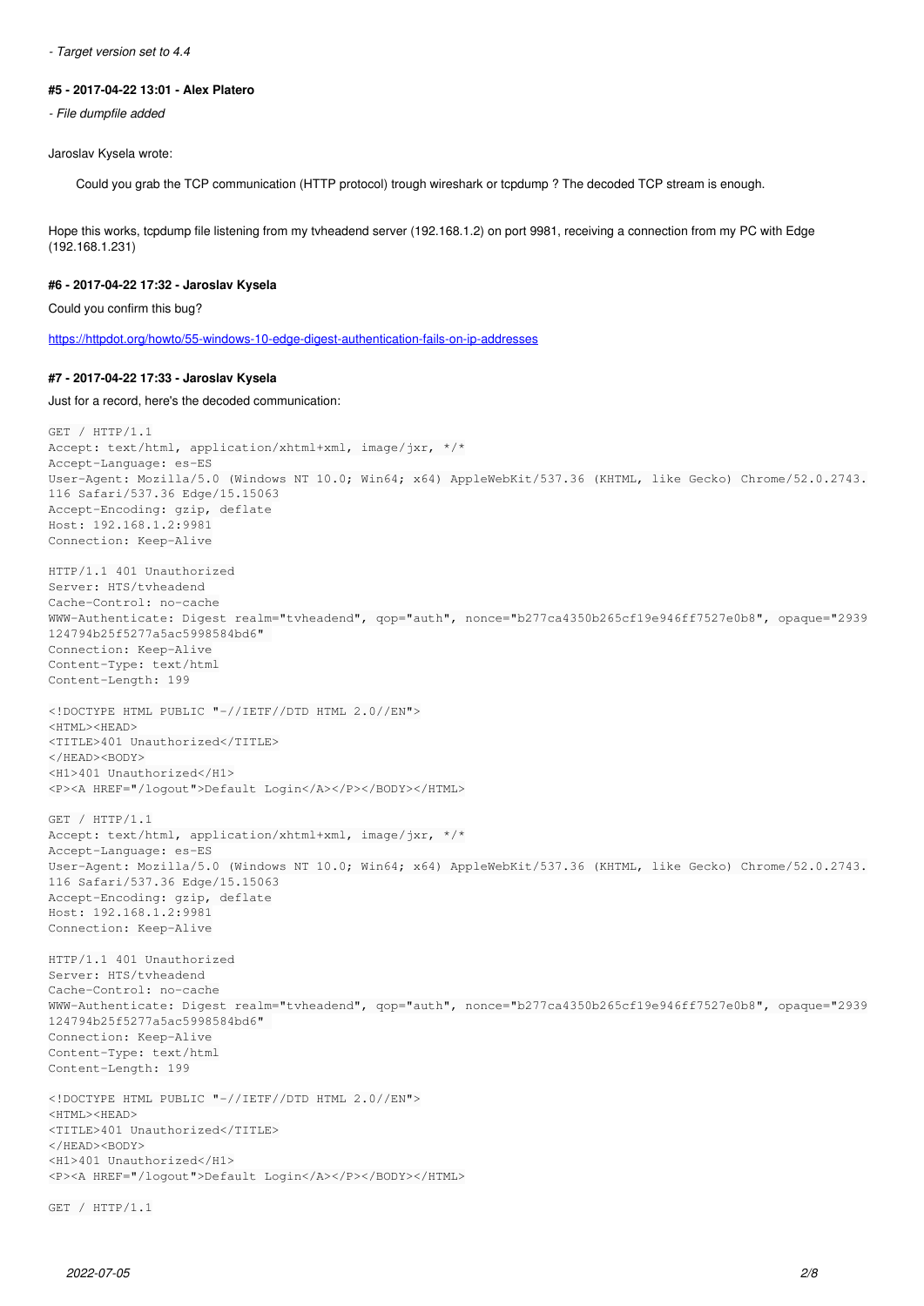*- Target version set to 4.4*

#### #5 - 2017-04-22 13:01 - Alex Platero

*- File dumpfile added*

Jaroslav Kysela wrote:

> Could you grab the TCP communication (HTTP protocol) trough wireshark or tcpdump ? The decoded TCP stream is enough.

Hope this works, tcpdump file listening from my tvheadend server (192.168.1.2) on port 9981, receiving a connection from my PC with Edge (192.168.1.231)

#### #6 - 2017-04-22 17:32 - Jaroslav Kysela

Could you confirm this bug?

https://httpdot.org/howto/55-windows-10-edge-digest-authentication-fails-on-ip-addresses

#### #7 - 2017-04-22 17:33 - Jaroslav Kysela

Just for a record, here's the decoded communication:

```
GET / HTTP/1.1
Accept: text/html, application/xhtml+xml, image/jxr, */*
Accept-Language: es-ES
User-Agent: Mozilla/5.0 (Windows NT 10.0; Win64; x64) AppleWebKit/537.36 (KHTML, like Gecko) Chrome/52.0.2743.
116 Safari/537.36 Edge/15.15063
Accept-Encoding: gzip, deflate
Host: 192.168.1.2:9981
Connection: Keep-Alive

HTTP/1.1 401 Unauthorized
Server: HTS/tvheadend
Cache-Control: no-cache
WWW-Authenticate: Digest realm="tvheadend", qop="auth", nonce="b277ca4350b265cf19e946ff7527e0b8", opaque="2939
124794b25f5277a5ac5998584bd6"
Connection: Keep-Alive
Content-Type: text/html
Content-Length: 199

<!DOCTYPE HTML PUBLIC "-//IETF//DTD HTML 2.0//EN">
<HTML><HEAD>
<TITLE>401 Unauthorized</TITLE>
</HEAD><BODY>
<H1>401 Unauthorized</H1>
<P><A HREF="/logout">Default Login</A></P></BODY></HTML>

GET / HTTP/1.1
Accept: text/html, application/xhtml+xml, image/jxr, */*
Accept-Language: es-ES
User-Agent: Mozilla/5.0 (Windows NT 10.0; Win64; x64) AppleWebKit/537.36 (KHTML, like Gecko) Chrome/52.0.2743.
116 Safari/537.36 Edge/15.15063
Accept-Encoding: gzip, deflate
Host: 192.168.1.2:9981
Connection: Keep-Alive

HTTP/1.1 401 Unauthorized
Server: HTS/tvheadend
Cache-Control: no-cache
WWW-Authenticate: Digest realm="tvheadend", qop="auth", nonce="b277ca4350b265cf19e946ff7527e0b8", opaque="2939
124794b25f5277a5ac5998584bd6"
Connection: Keep-Alive
Content-Type: text/html
Content-Length: 199

<!DOCTYPE HTML PUBLIC "-//IETF//DTD HTML 2.0//EN">
<HTML><HEAD>
<TITLE>401 Unauthorized</TITLE>
</HEAD><BODY>
<H1>401 Unauthorized</H1>
<P><A HREF="/logout">Default Login</A></P></BODY></HTML>

GET / HTTP/1.1
```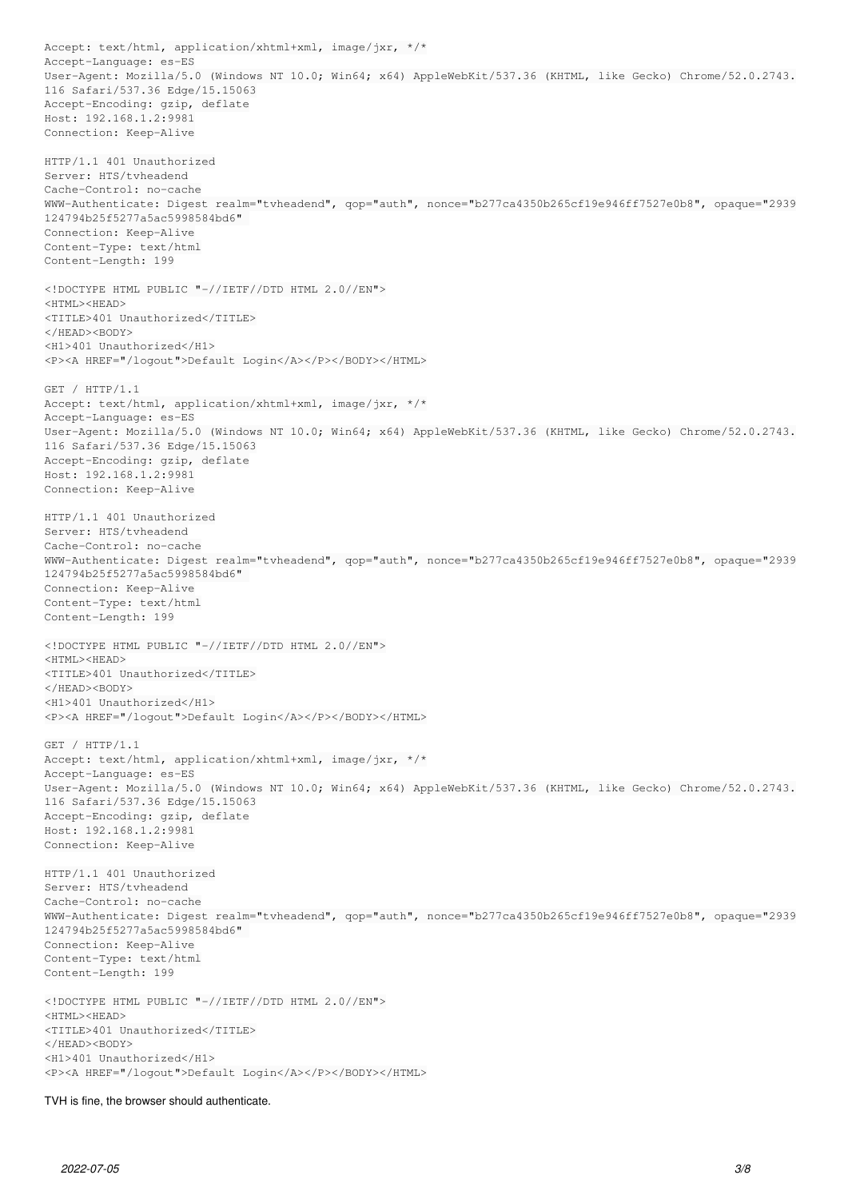```
Accept: text/html, application/xhtml+xml, image/jxr, */*
Accept-Language: es-ES
User-Agent: Mozilla/5.0 (Windows NT 10.0; Win64; x64) AppleWebKit/537.36 (KHTML, like Gecko) Chrome/52.0.2743.
116 Safari/537.36 Edge/15.15063
Accept-Encoding: gzip, deflate
Host: 192.168.1.2:9981
Connection: Keep-Alive

HTTP/1.1 401 Unauthorized
Server: HTS/tvheadend
Cache-Control: no-cache
WWW-Authenticate: Digest realm="tvheadend", qop="auth", nonce="b277ca4350b265cf19e946ff7527e0b8", opaque="2939
124794b25f5277a5ac5998584bd6"
Connection: Keep-Alive
Content-Type: text/html
Content-Length: 199

<!DOCTYPE HTML PUBLIC "-//IETF//DTD HTML 2.0//EN">
<HTML><HEAD>
<TITLE>401 Unauthorized</TITLE>
</HEAD><BODY>
<H1>401 Unauthorized</H1>
<P><A HREF="/logout">Default Login</A></P></BODY></HTML>

GET / HTTP/1.1
Accept: text/html, application/xhtml+xml, image/jxr, */*
Accept-Language: es-ES
User-Agent: Mozilla/5.0 (Windows NT 10.0; Win64; x64) AppleWebKit/537.36 (KHTML, like Gecko) Chrome/52.0.2743.
116 Safari/537.36 Edge/15.15063
Accept-Encoding: gzip, deflate
Host: 192.168.1.2:9981
Connection: Keep-Alive

HTTP/1.1 401 Unauthorized
Server: HTS/tvheadend
Cache-Control: no-cache
WWW-Authenticate: Digest realm="tvheadend", qop="auth", nonce="b277ca4350b265cf19e946ff7527e0b8", opaque="2939
124794b25f5277a5ac5998584bd6"
Connection: Keep-Alive
Content-Type: text/html
Content-Length: 199

<!DOCTYPE HTML PUBLIC "-//IETF//DTD HTML 2.0//EN">
<HTML><HEAD>
<TITLE>401 Unauthorized</TITLE>
</HEAD><BODY>
<H1>401 Unauthorized</H1>
<P><A HREF="/logout">Default Login</A></P></BODY></HTML>

GET / HTTP/1.1
Accept: text/html, application/xhtml+xml, image/jxr, */*
Accept-Language: es-ES
User-Agent: Mozilla/5.0 (Windows NT 10.0; Win64; x64) AppleWebKit/537.36 (KHTML, like Gecko) Chrome/52.0.2743.
116 Safari/537.36 Edge/15.15063
Accept-Encoding: gzip, deflate
Host: 192.168.1.2:9981
Connection: Keep-Alive

HTTP/1.1 401 Unauthorized
Server: HTS/tvheadend
Cache-Control: no-cache
WWW-Authenticate: Digest realm="tvheadend", qop="auth", nonce="b277ca4350b265cf19e946ff7527e0b8", opaque="2939
124794b25f5277a5ac5998584bd6"
Connection: Keep-Alive
Content-Type: text/html
Content-Length: 199

<!DOCTYPE HTML PUBLIC "-//IETF//DTD HTML 2.0//EN">
<HTML><HEAD>
<TITLE>401 Unauthorized</TITLE>
</HEAD><BODY>
<H1>401 Unauthorized</H1>
<P><A HREF="/logout">Default Login</A></P></BODY></HTML>
```

TVH is fine, the browser should authenticate.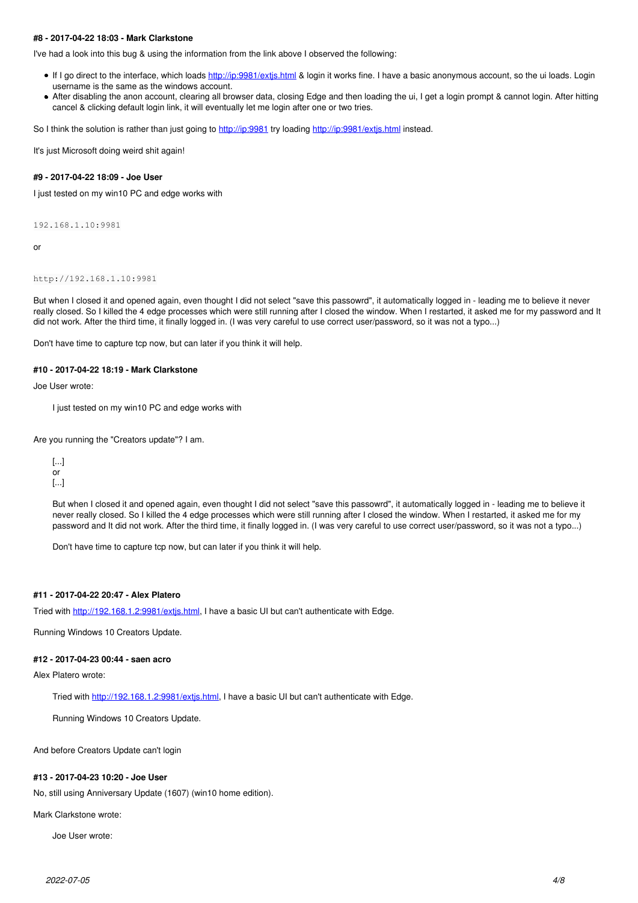#### #8 - 2017-04-22 18:03 - Mark Clarkstone

I've had a look into this bug & using the information from the link above I observed the following:

- If I go direct to the interface, which loads http://ip:9981/extjs.html & login it works fine. I have a basic anonymous account, so the ui loads. Login username is the same as the windows account.
- After disabling the anon account, clearing all browser data, closing Edge and then loading the ui, I get a login prompt & cannot login. After hitting cancel & clicking default login link, it will eventually let me login after one or two tries.

So I think the solution is rather than just going to http://ip:9981 try loading http://ip:9981/extjs.html instead.

It's just Microsoft doing weird shit again!

#### #9 - 2017-04-22 18:09 - Joe User

I just tested on my win10 PC and edge works with

```
192.168.1.10:9981
```

or

```
http://192.168.1.10:9981
```

But when I closed it and opened again, even thought I did not select "save this passowrd", it automatically logged in - leading me to believe it never really closed. So I killed the 4 edge processes which were still running after I closed the window. When I restarted, it asked me for my password and It did not work. After the third time, it finally logged in. (I was very careful to use correct user/password, so it was not a typo...)

Don't have time to capture tcp now, but can later if you think it will help.

#### #10 - 2017-04-22 18:19 - Mark Clarkstone

Joe User wrote:

> I just tested on my win10 PC and edge works with

Are you running the "Creators update"? I am.

> [...]
> or
> [...]
>
> But when I closed it and opened again, even thought I did not select "save this passowrd", it automatically logged in - leading me to believe it never really closed. So I killed the 4 edge processes which were still running after I closed the window. When I restarted, it asked me for my password and It did not work. After the third time, it finally logged in. (I was very careful to use correct user/password, so it was not a typo...)
>
> Don't have time to capture tcp now, but can later if you think it will help.

#### #11 - 2017-04-22 20:47 - Alex Platero

Tried with http://192.168.1.2:9981/extjs.html, I have a basic UI but can't authenticate with Edge.

Running Windows 10 Creators Update.

#### #12 - 2017-04-23 00:44 - saen acro

Alex Platero wrote:

> Tried with http://192.168.1.2:9981/extjs.html, I have a basic UI but can't authenticate with Edge.
>
> Running Windows 10 Creators Update.

And before Creators Update can't login

#### #13 - 2017-04-23 10:20 - Joe User

No, still using Anniversary Update (1607) (win10 home edition).

Mark Clarkstone wrote:

> Joe User wrote: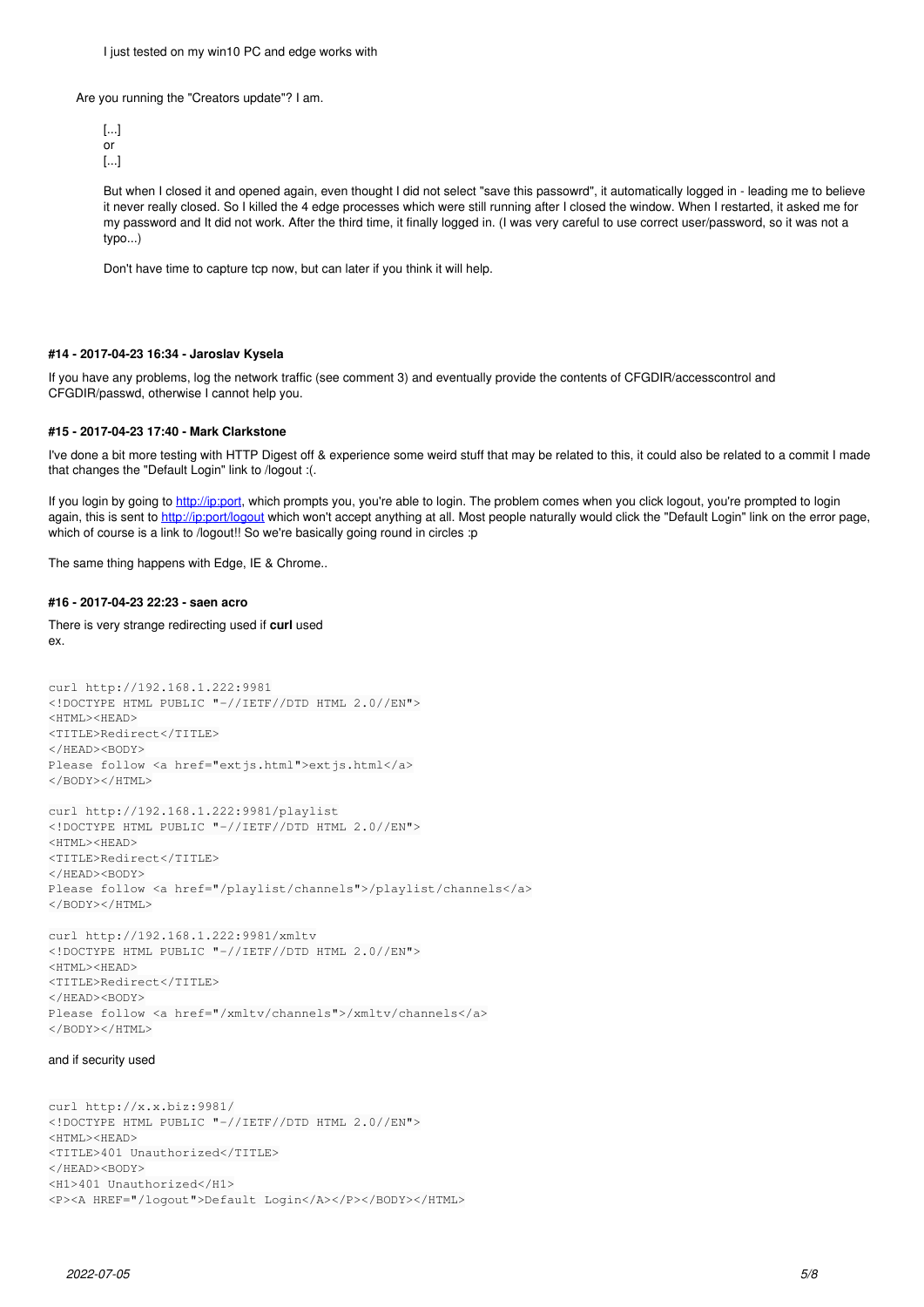> > I just tested on my win10 PC and edge works with
>
> Are you running the "Creators update"? I am.
>
> > [...]
> > or
> > [...]
> >
> > But when I closed it and opened again, even thought I did not select "save this passowrd", it automatically logged in - leading me to believe it never really closed. So I killed the 4 edge processes which were still running after I closed the window. When I restarted, it asked me for my password and It did not work. After the third time, it finally logged in. (I was very careful to use correct user/password, so it was not a typo...)
> >
> > Don't have time to capture tcp now, but can later if you think it will help.

#### #14 - 2017-04-23 16:34 - Jaroslav Kysela

If you have any problems, log the network traffic (see comment 3) and eventually provide the contents of CFGDIR/accesscontrol and CFGDIR/passwd, otherwise I cannot help you.

#### #15 - 2017-04-23 17:40 - Mark Clarkstone

I've done a bit more testing with HTTP Digest off & experience some weird stuff that may be related to this, it could also be related to a commit I made that changes the "Default Login" link to /logout :(.

If you login by going to http://ip:port, which prompts you, you're able to login. The problem comes when you click logout, you're prompted to login again, this is sent to http://ip:port/logout which won't accept anything at all. Most people naturally would click the "Default Login" link on the error page, which of course is a link to /logout!! So we're basically going round in circles :p

The same thing happens with Edge, IE & Chrome..

#### #16 - 2017-04-23 22:23 - saen acro

There is very strange redirecting used if **curl** used
ex.

```
curl http://192.168.1.222:9981
<!DOCTYPE HTML PUBLIC "-//IETF//DTD HTML 2.0//EN">
<HTML><HEAD>
<TITLE>Redirect</TITLE>
</HEAD><BODY>
Please follow <a href="extjs.html">extjs.html</a>
</BODY></HTML>
```

```
curl http://192.168.1.222:9981/playlist
<!DOCTYPE HTML PUBLIC "-//IETF//DTD HTML 2.0//EN">
<HTML><HEAD>
<TITLE>Redirect</TITLE>
</HEAD><BODY>
Please follow <a href="/playlist/channels">/playlist/channels</a>
</BODY></HTML>
```

```
curl http://192.168.1.222:9981/xmltv
<!DOCTYPE HTML PUBLIC "-//IETF//DTD HTML 2.0//EN">
<HTML><HEAD>
<TITLE>Redirect</TITLE>
</HEAD><BODY>
Please follow <a href="/xmltv/channels">/xmltv/channels</a>
</BODY></HTML>
```

and if security used

```
curl http://x.x.biz:9981/
<!DOCTYPE HTML PUBLIC "-//IETF//DTD HTML 2.0//EN">
<HTML><HEAD>
<TITLE>401 Unauthorized</TITLE>
</HEAD><BODY>
<H1>401 Unauthorized</H1>
<P><A HREF="/logout">Default Login</A></P></BODY></HTML>
```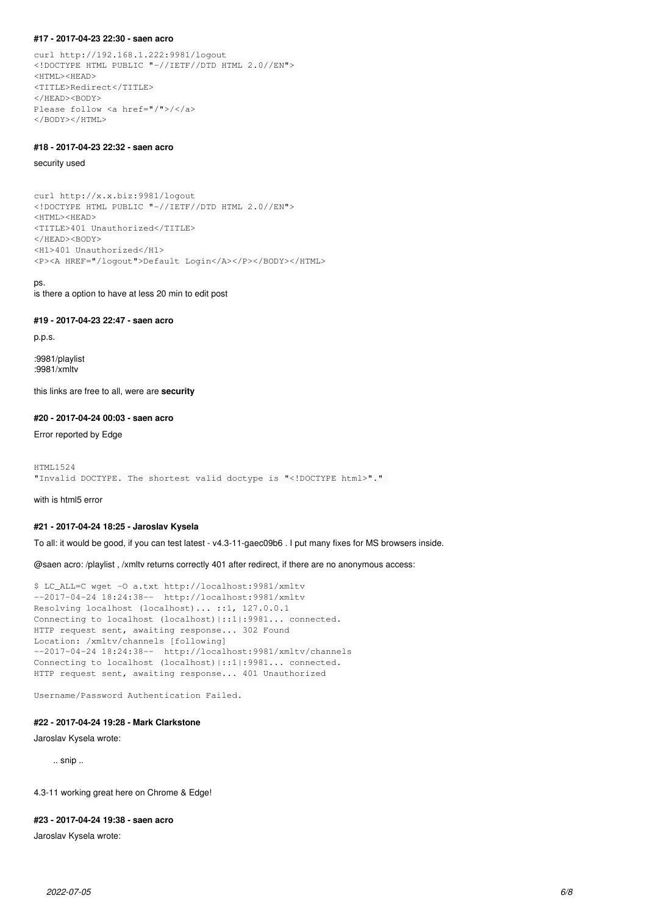#### #17 - 2017-04-23 22:30 - saen acro

```
curl http://192.168.1.222:9981/logout
<!DOCTYPE HTML PUBLIC "-//IETF//DTD HTML 2.0//EN">
<HTML><HEAD>
<TITLE>Redirect</TITLE>
</HEAD><BODY>
Please follow <a href="/">/</a>
</BODY></HTML>
```

#### #18 - 2017-04-23 22:32 - saen acro

security used

```
curl http://x.x.biz:9981/logout
<!DOCTYPE HTML PUBLIC "-//IETF//DTD HTML 2.0//EN">
<HTML><HEAD>
<TITLE>401 Unauthorized</TITLE>
</HEAD><BODY>
<H1>401 Unauthorized</H1>
<P><A HREF="/logout">Default Login</A></P></BODY></HTML>
```

ps.
is there a option to have at less 20 min to edit post

#### #19 - 2017-04-23 22:47 - saen acro

p.p.s.

:9981/playlist
:9981/xmltv

this links are free to all, were are **security**

#### #20 - 2017-04-24 00:03 - saen acro

Error reported by Edge

```
HTML1524
"Invalid DOCTYPE. The shortest valid doctype is "<!DOCTYPE html>"."
```

with is html5 error

#### #21 - 2017-04-24 18:25 - Jaroslav Kysela

To all: it would be good, if you can test latest - v4.3-11-gaec09b6 . I put many fixes for MS browsers inside.

@saen acro: /playlist , /xmltv returns correctly 401 after redirect, if there are no anonymous access:

```
$ LC_ALL=C wget -O a.txt http://localhost:9981/xmltv
--2017-04-24 18:24:38--  http://localhost:9981/xmltv
Resolving localhost (localhost)... ::1, 127.0.0.1
Connecting to localhost (localhost)|::1|:9981... connected.
HTTP request sent, awaiting response... 302 Found
Location: /xmltv/channels [following]
--2017-04-24 18:24:38--  http://localhost:9981/xmltv/channels
Connecting to localhost (localhost)|::1|:9981... connected.
HTTP request sent, awaiting response... 401 Unauthorized
```

```
Username/Password Authentication Failed.
```

#### #22 - 2017-04-24 19:28 - Mark Clarkstone

Jaroslav Kysela wrote:

> .. snip ..

4.3-11 working great here on Chrome & Edge!

#### #23 - 2017-04-24 19:38 - saen acro

Jaroslav Kysela wrote: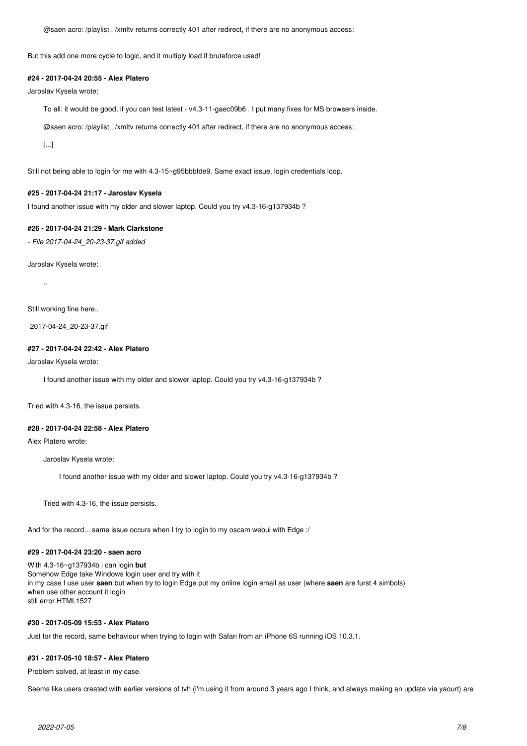> @saen acro: /playlist , /xmltv returns correctly 401 after redirect, if there are no anonymous access:

But this add one more cycle to logic, and it multiply load if bruteforce used!

#### #24 - 2017-04-24 20:55 - Alex Platero

Jaroslav Kysela wrote:

> To all: it would be good, if you can test latest - v4.3-11-gaec09b6 . I put many fixes for MS browsers inside.
>
> @saen acro: /playlist , /xmltv returns correctly 401 after redirect, if there are no anonymous access:
>
> [...]

Still not being able to login for me with 4.3-15~g95bbbfde9. Same exact issue, login credentials loop.

#### #25 - 2017-04-24 21:17 - Jaroslav Kysela

I found another issue with my older and slower laptop. Could you try v4.3-16-g137934b ?

#### #26 - 2017-04-24 21:29 - Mark Clarkstone

*- File 2017-04-24_20-23-37.gif added*

Jaroslav Kysela wrote:

> ..

Still working fine here..

2017-04-24_20-23-37.gif

#### #27 - 2017-04-24 22:42 - Alex Platero

Jaroslav Kysela wrote:

> I found another issue with my older and slower laptop. Could you try v4.3-16-g137934b ?

Tried with 4.3-16, the issue persists.

#### #28 - 2017-04-24 22:58 - Alex Platero

Alex Platero wrote:

> Jaroslav Kysela wrote:
>
> > I found another issue with my older and slower laptop. Could you try v4.3-16-g137934b ?
>
> Tried with 4.3-16, the issue persists.

And for the record... same issue occurs when I try to login to my oscam webui with Edge :/

#### #29 - 2017-04-24 23:20 - saen acro

With 4.3-16~g137934b i can login **but**
Somehow Edge take Windows login user and try with it
in my case I use user **saen** but when try to login Edge put my online login email as user (where **saen** are furst 4 simbols)
when use other account it login
still error HTML1527

#### #30 - 2017-05-09 15:53 - Alex Platero

Just for the record, same behaviour when trying to login with Safari from an iPhone 6S running iOS 10.3.1.

#### #31 - 2017-05-10 18:57 - Alex Platero

Problem solved, at least in my case.

Seems like users created with earlier versions of tvh (i'm using it from around 3 years ago I think, and always making an update vía yaourt) are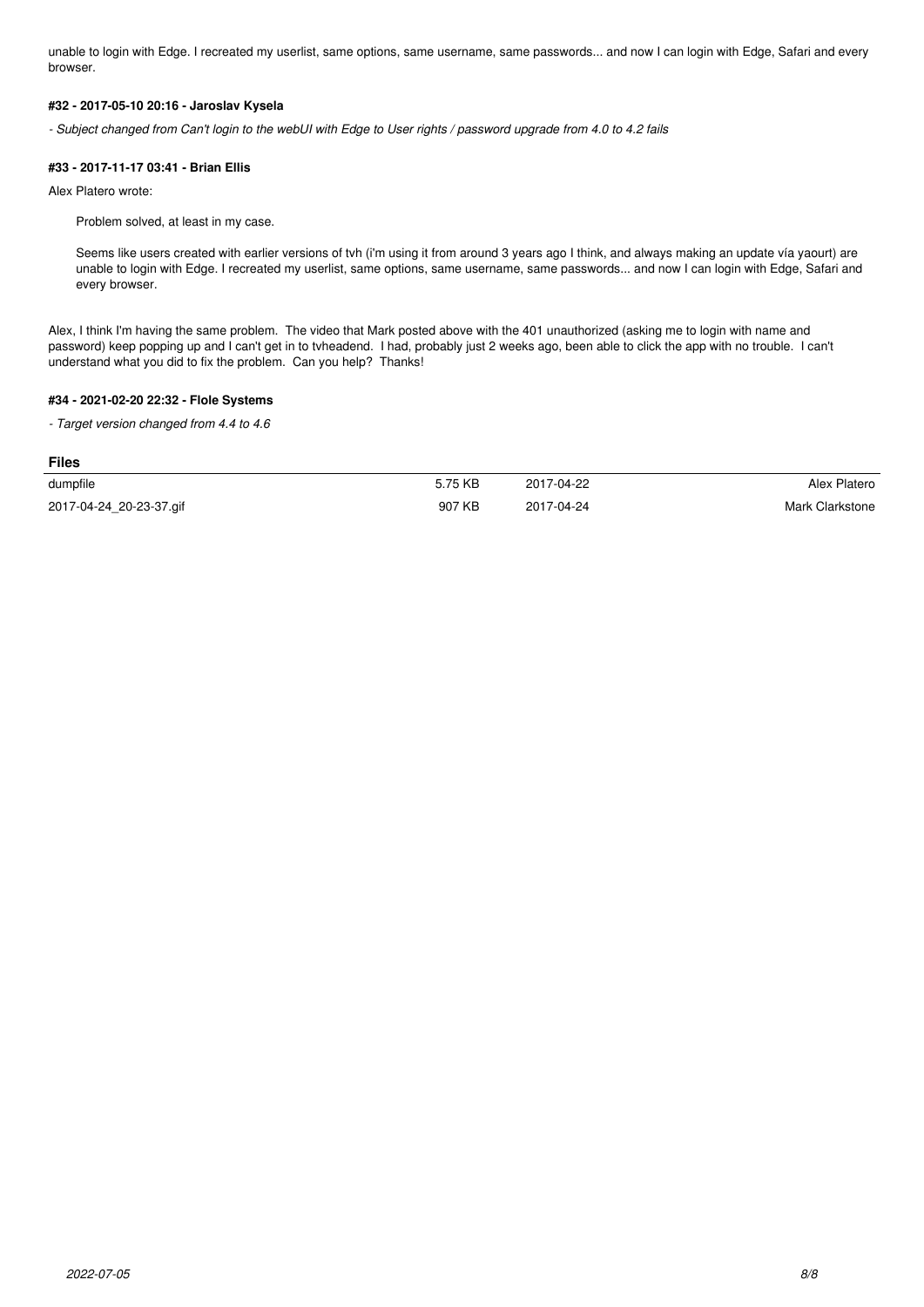unable to login with Edge. I recreated my userlist, same options, same username, same passwords... and now I can login with Edge, Safari and every browser.

#### #32 - 2017-05-10 20:16 - Jaroslav Kysela

*- Subject changed from Can't login to the webUI with Edge to User rights / password upgrade from 4.0 to 4.2 fails*

#### #33 - 2017-11-17 03:41 - Brian Ellis

Alex Platero wrote:

> Problem solved, at least in my case.
>
> Seems like users created with earlier versions of tvh (i'm using it from around 3 years ago I think, and always making an update vía yaourt) are unable to login with Edge. I recreated my userlist, same options, same username, same passwords... and now I can login with Edge, Safari and every browser.

Alex, I think I'm having the same problem. The video that Mark posted above with the 401 unauthorized (asking me to login with name and password) keep popping up and I can't get in to tvheadend. I had, probably just 2 weeks ago, been able to click the app with no trouble. I can't understand what you did to fix the problem. Can you help? Thanks!

#### #34 - 2021-02-20 22:32 - Flole Systems

*- Target version changed from 4.4 to 4.6*

### Files

| | | | |
|---|---|---|---|
| dumpfile | 5.75 KB | 2017-04-22 | Alex Platero |
| 2017-04-24_20-23-37.gif | 907 KB | 2017-04-24 | Mark Clarkstone |